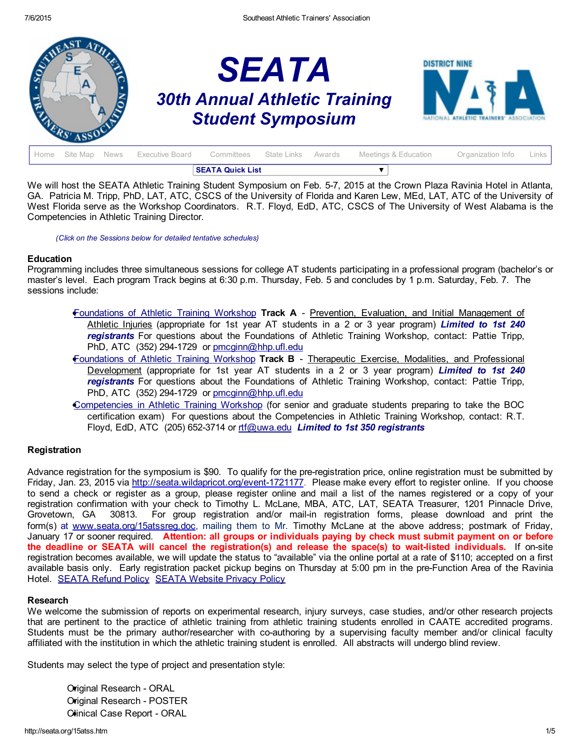# SEATA

## 30th Annual Athletic Training Student Symposium

Home | Site Map | News | Executive Board | Committees | State Links | Awards | Meetings & Education | Organization Info | Links

**SEATA Quick List**

We will host the SEATA Athletic Training Student Symposium on Feb. 5-7, 2015 at the Crown Plaza Ravinia Hotel in Atlanta, GA. Patricia M. Tripp, PhD, LAT, ATC, CSCS of the University of Florida and Karen Lew, MEd, LAT, ATC of the University of West Florida serve as the Workshop Coordinators. R.T. Floyd, EdD, ATC, CSCS of The University of West Alabama is the Competencies in Athletic Training Director.

*(Click on the Sessions below for detailed tentative schedules)*

**Education**
Programming includes three simultaneous sessions for college AT students participating in a professional program (bachelor's or master's level. Each program Track begins at 6:30 p.m. Thursday, Feb. 5 and concludes by 1 p.m. Saturday, Feb. 7. The sessions include:

- Foundations of Athletic Training Workshop **Track A** - Prevention, Evaluation, and Initial Management of Athletic Injuries (appropriate for 1st year AT students in a 2 or 3 year program) ***Limited to 1st 240 registrants*** For questions about the Foundations of Athletic Training Workshop, contact: Pattie Tripp, PhD, ATC (352) 294-1729 or pmcginn@hhp.ufl.edu
- Foundations of Athletic Training Workshop **Track B** - Therapeutic Exercise, Modalities, and Professional Development (appropriate for 1st year AT students in a 2 or 3 year program) ***Limited to 1st 240 registrants*** For questions about the Foundations of Athletic Training Workshop, contact: Pattie Tripp, PhD, ATC (352) 294-1729 or pmcginn@hhp.ufl.edu
- Competencies in Athletic Training Workshop (for senior and graduate students preparing to take the BOC certification exam) For questions about the Competencies in Athletic Training Workshop, contact: R.T. Floyd, EdD, ATC (205) 652-3714 or rtf@uwa.edu ***Limited to 1st 350 registrants***

**Registration**

Advance registration for the symposium is $90. To qualify for the pre-registration price, online registration must be submitted by Friday, Jan. 23, 2015 via http://seata.wildapricot.org/event-1721177. Please make every effort to register online. If you choose to send a check or register as a group, please register online and mail a list of the names registered or a copy of your registration confirmation with your check to Timothy L. McLane, MBA, ATC, LAT, SEATA Treasurer, 1201 Pinnacle Drive, Grovetown, GA 30813. For group registration and/or mail-in registration forms, please download and print the form(s) at www.seata.org/15atssreg.doc, mailing them to Mr. Timothy McLane at the above address; postmark of Friday, January 17 or sooner required. **Attention: all groups or individuals paying by check must submit payment on or before the deadline or SEATA will cancel the registration(s) and release the space(s) to wait-listed individuals.** If on-site registration becomes available, we will update the status to "available" via the online portal at a rate of $110; accepted on a first available basis only. Early registration packet pickup begins on Thursday at 5:00 pm in the pre-Function Area of the Ravinia Hotel. SEATA Refund Policy SEATA Website Privacy Policy

**Research**
We welcome the submission of reports on experimental research, injury surveys, case studies, and/or other research projects that are pertinent to the practice of athletic training from athletic training students enrolled in CAATE accredited programs. Students must be the primary author/researcher with co-authoring by a supervising faculty member and/or clinical faculty affiliated with the institution in which the athletic training student is enrolled. All abstracts will undergo blind review.

Students may select the type of project and presentation style:

- Original Research - ORAL
- Original Research - POSTER
- Clinical Case Report - ORAL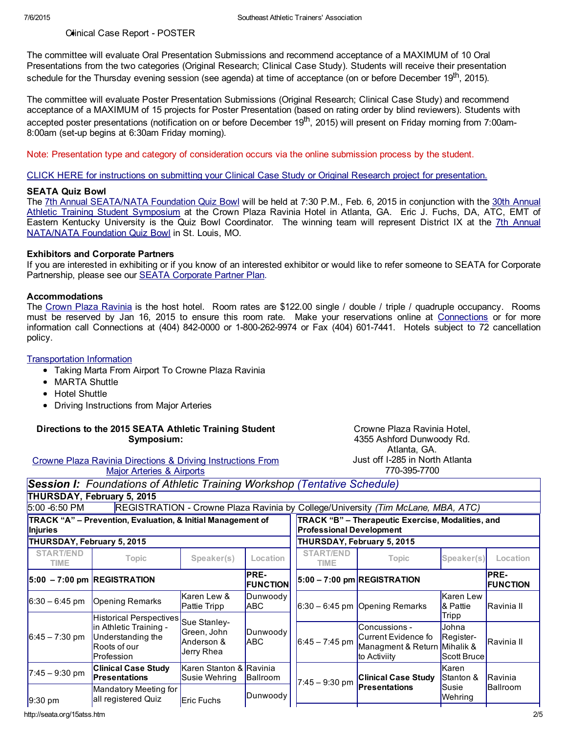- Clinical Case Report - POSTER

The committee will evaluate Oral Presentation Submissions and recommend acceptance of a MAXIMUM of 10 Oral Presentations from the two categories (Original Research; Clinical Case Study). Students will receive their presentation schedule for the Thursday evening session (see agenda) at time of acceptance (on or before December 19th, 2015).

The committee will evaluate Poster Presentation Submissions (Original Research; Clinical Case Study) and recommend acceptance of a MAXIMUM of 15 projects for Poster Presentation (based on rating order by blind reviewers). Students with accepted poster presentations (notification on or before December 19th, 2015) will present on Friday morning from 7:00am-8:00am (set-up begins at 6:30am Friday morning).

Note: Presentation type and category of consideration occurs via the online submission process by the student.

CLICK HERE for instructions on submitting your Clinical Case Study or Original Research project for presentation.

**SEATA Quiz Bowl**
The 7th Annual SEATA/NATA Foundation Quiz Bowl will be held at 7:30 P.M., Feb. 6, 2015 in conjunction with the 30th Annual Athletic Training Student Symposium at the Crown Plaza Ravinia Hotel in Atlanta, GA. Eric J. Fuchs, DA, ATC, EMT of Eastern Kentucky University is the Quiz Bowl Coordinator. The winning team will represent District IX at the 7th Annual NATA/NATA Foundation Quiz Bowl in St. Louis, MO.

**Exhibitors and Corporate Partners**
If you are interested in exhibiting or if you know of an interested exhibitor or would like to refer someone to SEATA for Corporate Partnership, please see our SEATA Corporate Partner Plan.

**Accommodations**
The Crown Plaza Ravinia is the host hotel. Room rates are $122.00 single / double / triple / quadruple occupancy. Rooms must be reserved by Jan 16, 2015 to ensure this room rate. Make your reservations online at Connections or for more information call Connections at (404) 842-0000 or 1-800-262-9974 or Fax (404) 601-7441. Hotels subject to 72 cancellation policy.

Transportation Information

- Taking Marta From Airport To Crowne Plaza Ravinia
- MARTA Shuttle
- Hotel Shuttle
- Driving Instructions from Major Arteries

**Directions to the 2015 SEATA Athletic Training Student Symposium:**

Crowne Plaza Ravinia Directions & Driving Instructions From Major Arteries & Airports

Crowne Plaza Ravinia Hotel,
4355 Ashford Dunwoody Rd.
Atlanta, GA.
Just off I-285 in North Atlanta
770-395-7700

***Session I:** Foundations of Athletic Training Workshop (Tentative Schedule)*

**THURSDAY, February 5, 2015**

5:00 -6:50 PM REGISTRATION - Crowne Plaza Ravinia by College/University *(Tim McLane, MBA, ATC)*

**TRACK "A" – Prevention, Evaluation, & Initial Management of Injuries**

**THURSDAY, February 5, 2015**

| START/END TIME | Topic | Speaker(s) | Location |
|---|---|---|---|
| **5:00 – 7:00 pm** | **REGISTRATION** | | **PRE-FUNCTION** |
| 6:30 – 6:45 pm | Opening Remarks | Karen Lew & Pattie Tripp | Dunwoody ABC |
| 6:45 – 7:30 pm | Historical Perspectives in Athletic Training - Understanding the Roots of our Profession | Sue Stanley-Green, John Anderson & Jerry Rhea | Dunwoody ABC |
| 7:45 – 9:30 pm | **Clinical Case Study Presentations** | Karen Stanton & Susie Wehring | Ravinia Ballroom |
| 9:30 pm | Mandatory Meeting for all registered Quiz | Eric Fuchs | Dunwoody |

**TRACK "B" – Therapeutic Exercise, Modalities, and Professional Development**

**THURSDAY, February 5, 2015**

| START/END TIME | Topic | Speaker(s) | Location |
|---|---|---|---|
| **5:00 – 7:00 pm** | **REGISTRATION** | | **PRE-FUNCTION** |
| 6:30 – 6:45 pm | Opening Remarks | Karen Lew & Pattie Tripp | Ravinia II |
| 6:45 – 7:45 pm | Concussions - Current Evidence fo Managment & Return to Activiity | Johna Register-Mihalik & Scott Bruce | Ravinia II |
| 7:45 – 9:30 pm | **Clinical Case Study Presentations** | Karen Stanton & Susie Wehring | Ravinia Ballroom |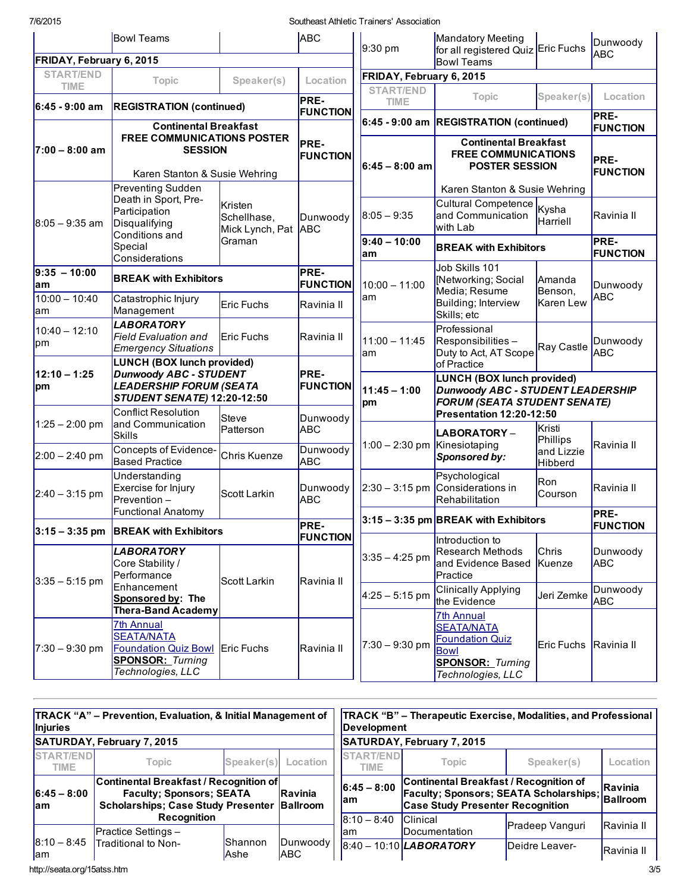| | Bowl Teams | | ABC |
|---|---|---|---|

**FRIDAY, February 6, 2015**

| START/END TIME | Topic | Speaker(s) | Location |
|---|---|---|---|
| **6:45 - 9:00 am** | **REGISTRATION (continued)** | | **PRE-FUNCTION** |
| **7:00 – 8:00 am** | **Continental Breakfast FREE COMMUNICATIONS POSTER SESSION** Karen Stanton & Susie Wehring | | **PRE-FUNCTION** |
| 8:05 – 9:35 am | Preventing Sudden Death in Sport, Pre-Participation Disqualifying Conditions and Special Considerations | Kristen Schellhase, Mick Lynch, Pat Graman | Dunwoody ABC |
| **9:35 – 10:00 am** | **BREAK with Exhibitors** | | **PRE-FUNCTION** |
| 10:00 – 10:40 am | Catastrophic Injury Management | Eric Fuchs | Ravinia II |
| 10:40 – 12:10 pm | ***LABORATORY*** *Field Evaluation and Emergency Situations* | Eric Fuchs | Ravinia II |
| **12:10 – 1:25 pm** | **LUNCH (BOX lunch provided)** ***Dunwoody ABC - STUDENT LEADERSHIP FORUM (SEATA STUDENT SENATE) 12:20-12:50*** | | **PRE-FUNCTION** |
| 1:25 – 2:00 pm | Conflict Resolution and Communication Skills | Steve Patterson | Dunwoody ABC |
| 2:00 – 2:40 pm | Concepts of Evidence-Based Practice | Chris Kuenze | Dunwoody ABC |
| 2:40 – 3:15 pm | Understanding Exercise for Injury Prevention – Functional Anatomy | Scott Larkin | Dunwoody ABC |
| **3:15 – 3:35 pm** | **BREAK with Exhibitors** | | **PRE-FUNCTION** |
| 3:35 – 5:15 pm | ***LABORATORY*** Core Stability / Performance Enhancement **Sponsored by: The Thera-Band Academy** | Scott Larkin | Ravinia II |
| 7:30 – 9:30 pm | 7th Annual SEATA/NATA Foundation Quiz Bowl **SPONSOR:** *Turning Technologies, LLC* | Eric Fuchs | Ravinia II |

| 9:30 pm | Mandatory Meeting for all registered Quiz Bowl Teams | Eric Fuchs | Dunwoody ABC |
|---|---|---|---|

**FRIDAY, February 6, 2015**

| START/END TIME | Topic | Speaker(s) | Location |
|---|---|---|---|
| **6:45 - 9:00 am** | **REGISTRATION (continued)** | | **PRE-FUNCTION** |
| **6:45 – 8:00 am** | **Continental Breakfast FREE COMMUNICATIONS POSTER SESSION** Karen Stanton & Susie Wehring | | **PRE-FUNCTION** |
| 8:05 – 9:35 | Cultural Competence and Communication with Lab | Kysha Harriell | Ravinia II |
| **9:40 – 10:00 am** | **BREAK with Exhibitors** | | **PRE-FUNCTION** |
| 10:00 – 11:00 am | Job Skills 101 [Networking; Social Media; Resume Building; Interview Skills; etc | Amanda Benson, Karen Lew | Dunwoody ABC |
| 11:00 – 11:45 am | Professional Responsibilities – Duty to Act, AT Scope of Practice | Ray Castle | Dunwoody ABC |
| **11:45 – 1:00 pm** | **LUNCH (BOX lunch provided)** ***Dunwoody ABC - STUDENT LEADERSHIP FORUM (SEATA STUDENT SENATE)*** **Presentation 12:20-12:50** | | |
| 1:00 – 2:30 pm | **LABORATORY** – Kinesiotaping ***Sponsored by:*** | Kristi Phillips and Lizzie Hibberd | Ravinia II |
| 2:30 – 3:15 pm | Psychological Considerations in Rehabilitation | Ron Courson | Ravinia II |
| **3:15 – 3:35 pm** | **BREAK with Exhibitors** | | **PRE-FUNCTION** |
| 3:35 – 4:25 pm | Introduction to Research Methods and Evidence Based Practice | Chris Kuenze | Dunwoody ABC |
| 4:25 – 5:15 pm | Clinically Applying the Evidence | Jeri Zemke | Dunwoody ABC |
| 7:30 – 9:30 pm | 7th Annual SEATA/NATA Foundation Quiz Bowl **SPONSOR:** *Turning Technologies, LLC* | Eric Fuchs | Ravinia II |

**TRACK "A" – Prevention, Evaluation, & Initial Management of Injuries**

**SATURDAY, February 7, 2015**

| START/END TIME | Topic | Speaker(s) | Location |
|---|---|---|---|
| **6:45 – 8:00 am** | **Continental Breakfast / Recognition of Faculty; Sponsors; SEATA Scholarships; Case Study Presenter Recognition** | | **Ravinia Ballroom** |
| 8:10 – 8:45 am | Practice Settings – Traditional to Non- | Shannon Ashe | Dunwoody ABC |

**TRACK "B" – Therapeutic Exercise, Modalities, and Professional Development**

**SATURDAY, February 7, 2015**

| START/END TIME | Topic | Speaker(s) | Location |
|---|---|---|---|
| **6:45 – 8:00 am** | **Continental Breakfast / Recognition of Faculty; Sponsors; SEATA Scholarships; Case Study Presenter Recognition** | | **Ravinia Ballroom** |
| 8:10 – 8:40 am | Clinical Documentation | Pradeep Vanguri | Ravinia II |
| 8:40 – 10:10 | ***LABORATORY*** | Deidre Leaver- | Ravinia II |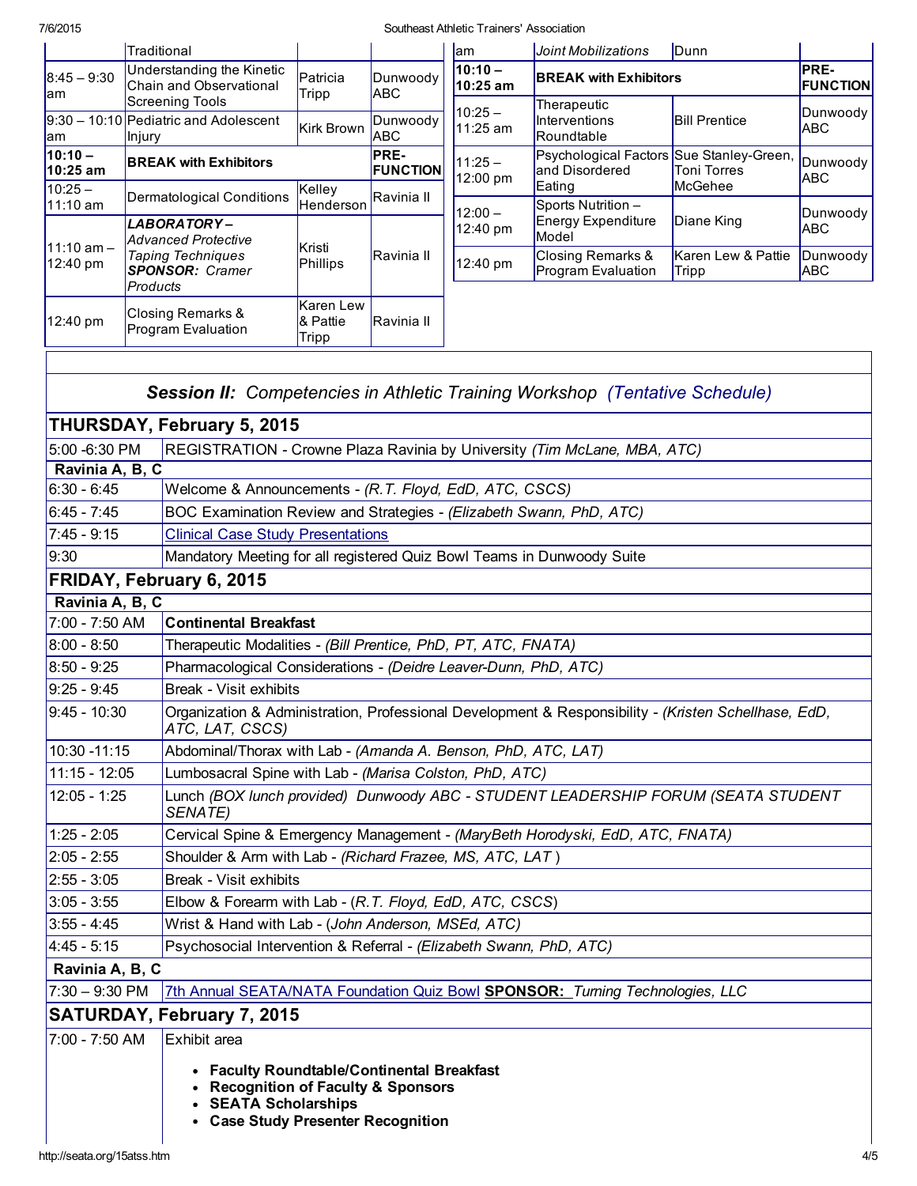| | Traditional | | |
|---|---|---|---|
| 8:45 – 9:30 am | Understanding the Kinetic Chain and Observational Screening Tools | Patricia Tripp | Dunwoody ABC |
| 9:30 – 10:10 am | Pediatric and Adolescent Injury | Kirk Brown | Dunwoody ABC |
| **10:10 – 10:25 am** | **BREAK with Exhibitors** | | **PRE-FUNCTION** |
| 10:25 – 11:10 am | Dermatological Conditions | Kelley Henderson | Ravinia II |
| 11:10 am – 12:40 pm | ***LABORATORY –*** *Advanced Protective Taping Techniques* ***SPONSOR:*** *Cramer Products* | Kristi Phillips | Ravinia II |
| 12:40 pm | Closing Remarks & Program Evaluation | Karen Lew & Pattie Tripp | Ravinia II |

| am | *Joint Mobilizations* | Dunn | |
|---|---|---|---|
| **10:10 – 10:25 am** | **BREAK with Exhibitors** | | **PRE-FUNCTION** |
| 10:25 – 11:25 am | Therapeutic Interventions Roundtable | Bill Prentice | Dunwoody ABC |
| 11:25 – 12:00 pm | Psychological Factors and Disordered Eating | Sue Stanley-Green, Toni Torres McGehee | Dunwoody ABC |
| 12:00 – 12:40 pm | Sports Nutrition – Energy Expenditure Model | Diane King | Dunwoody ABC |
| 12:40 pm | Closing Remarks & Program Evaluation | Karen Lew & Pattie Tripp | Dunwoody ABC |

## ***Session II:*** *Competencies in Athletic Training Workshop (Tentative Schedule)*

### THURSDAY, February 5, 2015

| | |
|---|---|
| 5:00 -6:30 PM | REGISTRATION - Crowne Plaza Ravinia by University *(Tim McLane, MBA, ATC)* |
| **Ravinia A, B, C** | |
| 6:30 - 6:45 | Welcome & Announcements - *(R.T. Floyd, EdD, ATC, CSCS)* |
| 6:45 - 7:45 | BOC Examination Review and Strategies - *(Elizabeth Swann, PhD, ATC)* |
| 7:45 - 9:15 | Clinical Case Study Presentations |
| 9:30 | Mandatory Meeting for all registered Quiz Bowl Teams in Dunwoody Suite |

### FRIDAY, February 6, 2015

| | |
|---|---|
| **Ravinia A, B, C** | |
| 7:00 - 7:50 AM | **Continental Breakfast** |
| 8:00 - 8:50 | Therapeutic Modalities - *(Bill Prentice, PhD, PT, ATC, FNATA)* |
| 8:50 - 9:25 | Pharmacological Considerations - *(Deidre Leaver-Dunn, PhD, ATC)* |
| 9:25 - 9:45 | Break - Visit exhibits |
| 9:45 - 10:30 | Organization & Administration, Professional Development & Responsibility - *(Kristen Schellhase, EdD, ATC, LAT, CSCS)* |
| 10:30 -11:15 | Abdominal/Thorax with Lab - *(Amanda A. Benson, PhD, ATC, LAT)* |
| 11:15 - 12:05 | Lumbosacral Spine with Lab - *(Marisa Colston, PhD, ATC)* |
| 12:05 - 1:25 | Lunch *(BOX lunch provided) Dunwoody ABC - STUDENT LEADERSHIP FORUM (SEATA STUDENT SENATE)* |
| 1:25 - 2:05 | Cervical Spine & Emergency Management - *(MaryBeth Horodyski, EdD, ATC, FNATA)* |
| 2:05 - 2:55 | Shoulder & Arm with Lab - *(Richard Frazee, MS, ATC, LAT )* |
| 2:55 - 3:05 | Break - Visit exhibits |
| 3:05 - 3:55 | Elbow & Forearm with Lab - (*R.T. Floyd, EdD, ATC, CSCS*) |
| 3:55 - 4:45 | Wrist & Hand with Lab - (*John Anderson, MSEd, ATC)* |
| 4:45 - 5:15 | Psychosocial Intervention & Referral - *(Elizabeth Swann, PhD, ATC)* |
| **Ravinia A, B, C** | |
| 7:30 – 9:30 PM | 7th Annual SEATA/NATA Foundation Quiz Bowl **SPONSOR:** *Turning Technologies, LLC* |

### SATURDAY, February 7, 2015

| | |
|---|---|
| 7:00 - 7:50 AM | Exhibit area<br>• **Faculty Roundtable/Continental Breakfast**<br>• **Recognition of Faculty & Sponsors**<br>• **SEATA Scholarships**<br>• **Case Study Presenter Recognition** |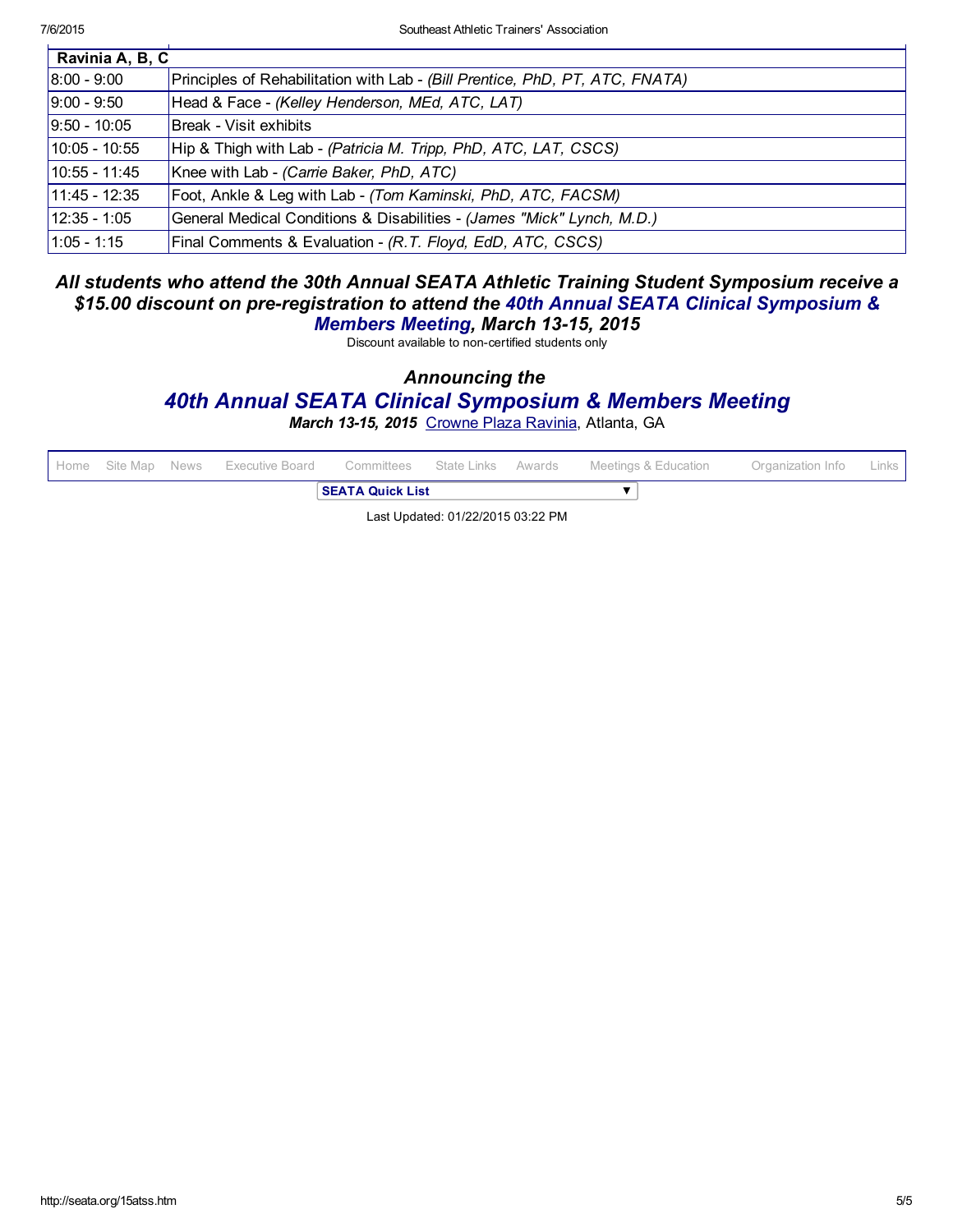| Ravinia A, B, C | |
|---|---|
| 8:00 - 9:00 | Principles of Rehabilitation with Lab - *(Bill Prentice, PhD, PT, ATC, FNATA)* |
| 9:00 - 9:50 | Head & Face - *(Kelley Henderson, MEd, ATC, LAT)* |
| 9:50 - 10:05 | Break - Visit exhibits |
| 10:05 - 10:55 | Hip & Thigh with Lab - *(Patricia M. Tripp, PhD, ATC, LAT, CSCS)* |
| 10:55 - 11:45 | Knee with Lab - *(Carrie Baker, PhD, ATC)* |
| 11:45 - 12:35 | Foot, Ankle & Leg with Lab - *(Tom Kaminski, PhD, ATC, FACSM)* |
| 12:35 - 1:05 | General Medical Conditions & Disabilities - *(James "Mick" Lynch, M.D.)* |
| 1:05 - 1:15 | Final Comments & Evaluation - *(R.T. Floyd, EdD, ATC, CSCS)* |

***All students who attend the 30th Annual SEATA Athletic Training Student Symposium receive a $15.00 discount on pre-registration to attend the 40th Annual SEATA Clinical Symposium & Members Meeting, March 13-15, 2015***

Discount available to non-certified students only

## *Announcing the*
## *40th Annual SEATA Clinical Symposium & Members Meeting*

***March 13-15, 2015*** Crowne Plaza Ravinia, Atlanta, GA

Home | Site Map | News | Executive Board | Committees | State Links | Awards | Meetings & Education | Organization Info | Links

SEATA Quick List

Last Updated: 01/22/2015 03:22 PM